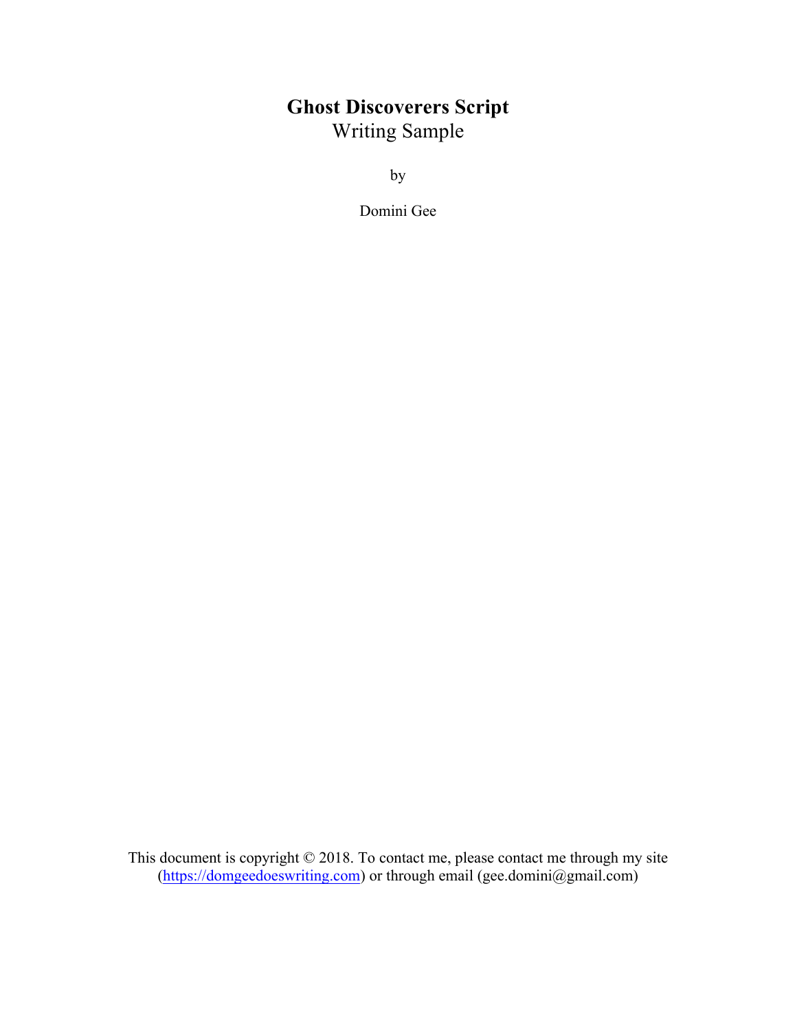# Ghost Discoverers Script

Writing Sample

by

Domini Gee

This document is copyright © 2018. To contact me, please contact me through my site ([https://domgeedoeswriting.com](https://domgeedoeswriting.com)) or through email (gee.domini@gmail.com)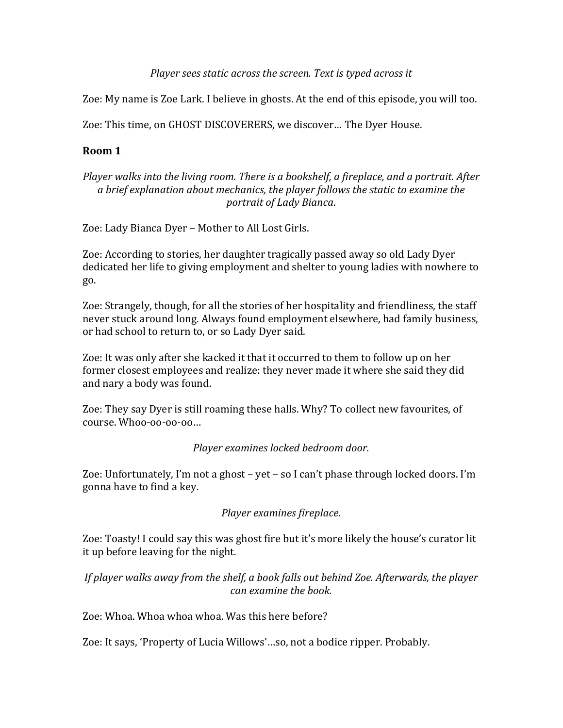*Player sees static across the screen. Text is typed across it*

Zoe: My name is Zoe Lark. I believe in ghosts. At the end of this episode, you will too.

Zoe: This time, on GHOST DISCOVERERS, we discover… The Dyer House.

**Room 1**

*Player walks into the living room. There is a bookshelf, a fireplace, and a portrait. After a brief explanation about mechanics, the player follows the static to examine the portrait of Lady Bianca*.

Zoe: Lady Bianca Dyer – Mother to All Lost Girls.

Zoe: According to stories, her daughter tragically passed away so old Lady Dyer dedicated her life to giving employment and shelter to young ladies with nowhere to go.

Zoe: Strangely, though, for all the stories of her hospitality and friendliness, the staff never stuck around long. Always found employment elsewhere, had family business, or had school to return to, or so Lady Dyer said.

Zoe: It was only after she kacked it that it occurred to them to follow up on her former closest employees and realize: they never made it where she said they did and nary a body was found.

Zoe: They say Dyer is still roaming these halls. Why? To collect new favourites, of course. Whoo-oo-oo-oo…

*Player examines locked bedroom door.*

Zoe: Unfortunately, I'm not a ghost – yet – so I can't phase through locked doors. I'm gonna have to find a key.

*Player examines fireplace.*

Zoe: Toasty! I could say this was ghost fire but it's more likely the house's curator lit it up before leaving for the night.

*If player walks away from the shelf, a book falls out behind Zoe. Afterwards, the player can examine the book.*

Zoe: Whoa. Whoa whoa whoa. Was this here before?

Zoe: It says, 'Property of Lucia Willows'…so, not a bodice ripper. Probably.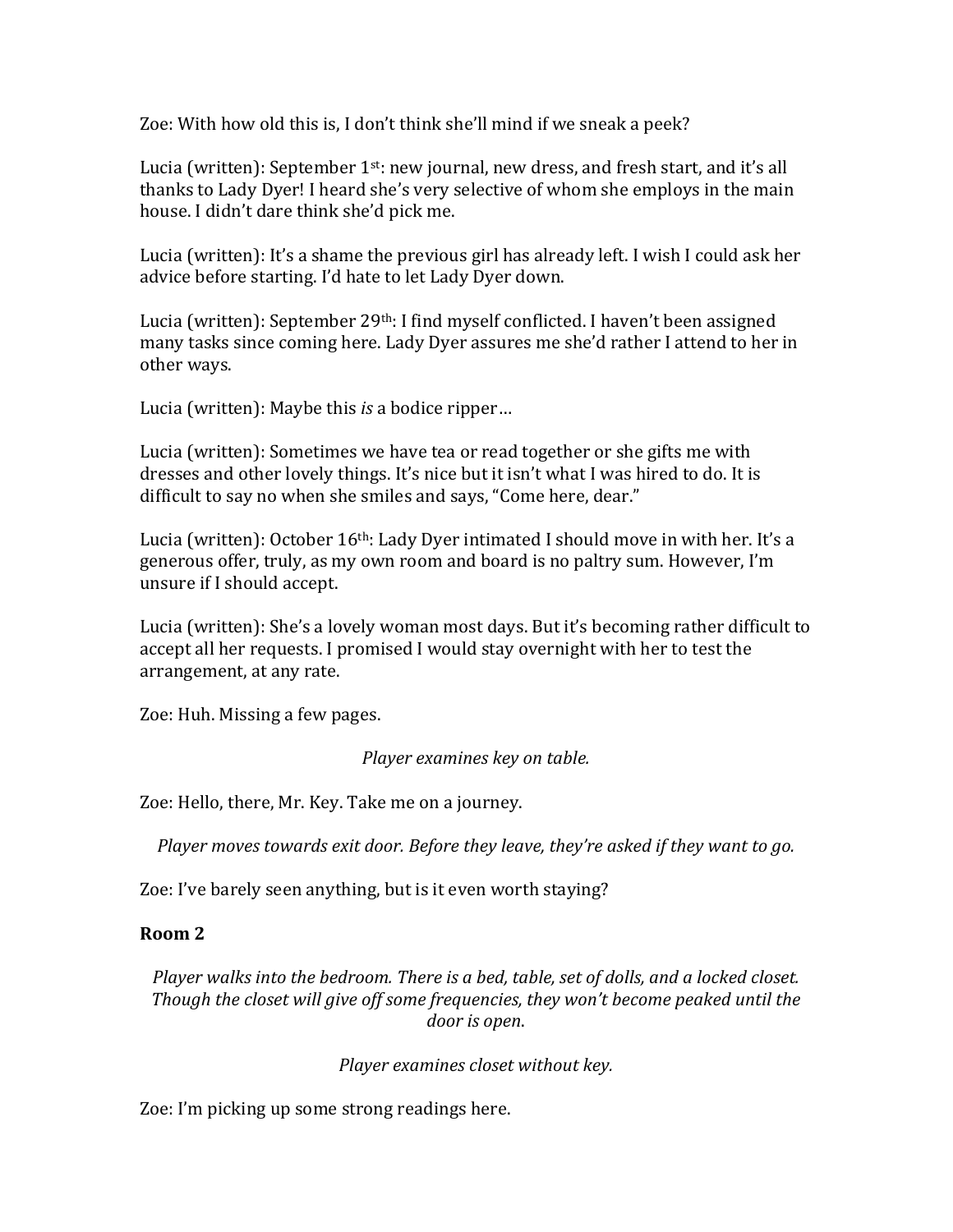Zoe: With how old this is, I don't think she'll mind if we sneak a peek?

Lucia (written): September 1st: new journal, new dress, and fresh start, and it's all thanks to Lady Dyer! I heard she's very selective of whom she employs in the main house. I didn't dare think she'd pick me.

Lucia (written): It's a shame the previous girl has already left. I wish I could ask her advice before starting. I'd hate to let Lady Dyer down.

Lucia (written): September 29th: I find myself conflicted. I haven't been assigned many tasks since coming here. Lady Dyer assures me she'd rather I attend to her in other ways.

Lucia (written): Maybe this *is* a bodice ripper…

Lucia (written): Sometimes we have tea or read together or she gifts me with dresses and other lovely things. It's nice but it isn't what I was hired to do. It is difficult to say no when she smiles and says, "Come here, dear."

Lucia (written): October 16th: Lady Dyer intimated I should move in with her. It's a generous offer, truly, as my own room and board is no paltry sum. However, I'm unsure if I should accept.

Lucia (written): She's a lovely woman most days. But it's becoming rather difficult to accept all her requests. I promised I would stay overnight with her to test the arrangement, at any rate.

Zoe: Huh. Missing a few pages.

*Player examines key on table.*

Zoe: Hello, there, Mr. Key. Take me on a journey.

*Player moves towards exit door. Before they leave, they're asked if they want to go.*

Zoe: I've barely seen anything, but is it even worth staying?

**Room 2**

*Player walks into the bedroom. There is a bed, table, set of dolls, and a locked closet. Though the closet will give off some frequencies, they won't become peaked until the door is open.*

*Player examines closet without key.*

Zoe: I'm picking up some strong readings here.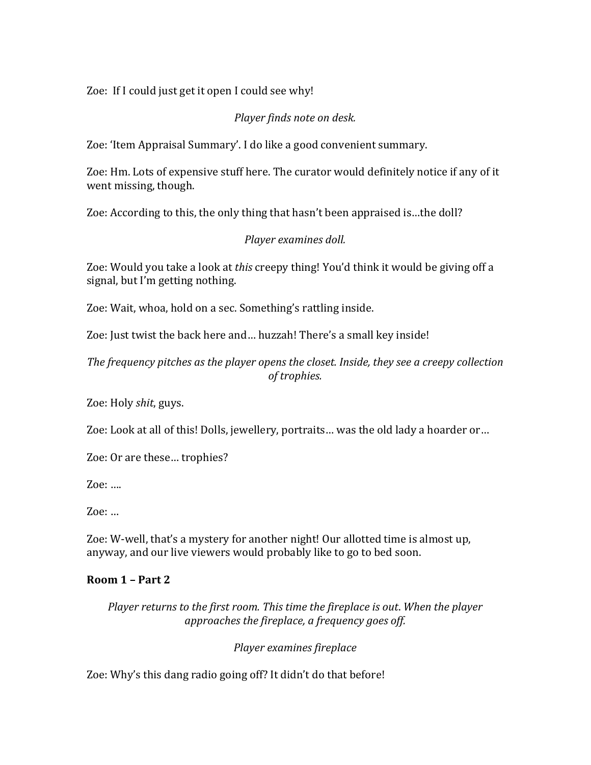Zoe: If I could just get it open I could see why!

*Player finds note on desk.*

Zoe: 'Item Appraisal Summary'. I do like a good convenient summary.

Zoe: Hm. Lots of expensive stuff here. The curator would definitely notice if any of it went missing, though.

Zoe: According to this, the only thing that hasn't been appraised is…the doll?

*Player examines doll.*

Zoe: Would you take a look at *this* creepy thing! You'd think it would be giving off a signal, but I'm getting nothing.

Zoe: Wait, whoa, hold on a sec. Something's rattling inside.

Zoe: Just twist the back here and… huzzah! There's a small key inside!

*The frequency pitches as the player opens the closet. Inside, they see a creepy collection of trophies.*

Zoe: Holy *shit*, guys.

Zoe: Look at all of this! Dolls, jewellery, portraits… was the old lady a hoarder or…

Zoe: Or are these… trophies?

Zoe: ….

Zoe: …

Zoe: W-well, that's a mystery for another night! Our allotted time is almost up, anyway, and our live viewers would probably like to go to bed soon.

**Room 1 – Part 2**

*Player returns to the first room. This time the fireplace is out. When the player approaches the fireplace, a frequency goes off.*

*Player examines fireplace*

Zoe: Why's this dang radio going off? It didn't do that before!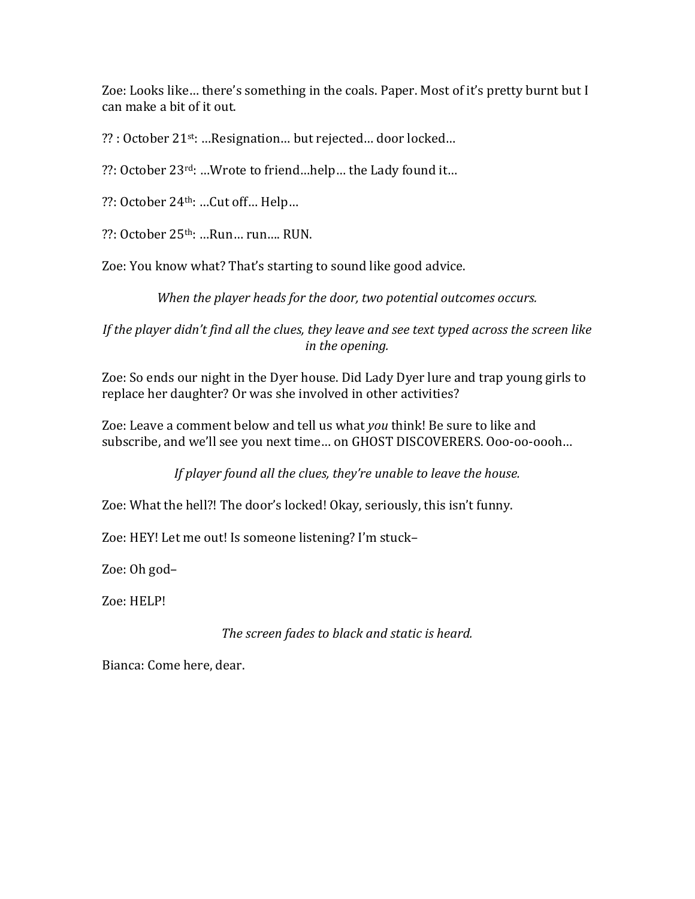Zoe: Looks like… there's something in the coals. Paper. Most of it's pretty burnt but I can make a bit of it out.

?? : October 21st: …Resignation… but rejected… door locked…

??: October 23rd: …Wrote to friend…help… the Lady found it…

??: October 24th: …Cut off… Help…

??: October 25th: …Run… run…. RUN.

Zoe: You know what? That's starting to sound like good advice.

*When the player heads for the door, two potential outcomes occurs.*

*If the player didn't find all the clues, they leave and see text typed across the screen like in the opening.*

Zoe: So ends our night in the Dyer house. Did Lady Dyer lure and trap young girls to replace her daughter? Or was she involved in other activities?

Zoe: Leave a comment below and tell us what *you* think! Be sure to like and subscribe, and we'll see you next time… on GHOST DISCOVERERS. Ooo-oo-oooh…

*If player found all the clues, they're unable to leave the house.*

Zoe: What the hell?! The door's locked! Okay, seriously, this isn't funny.

Zoe: HEY! Let me out! Is someone listening? I'm stuck–

Zoe: Oh god–

Zoe: HELP!

*The screen fades to black and static is heard.*

Bianca: Come here, dear.